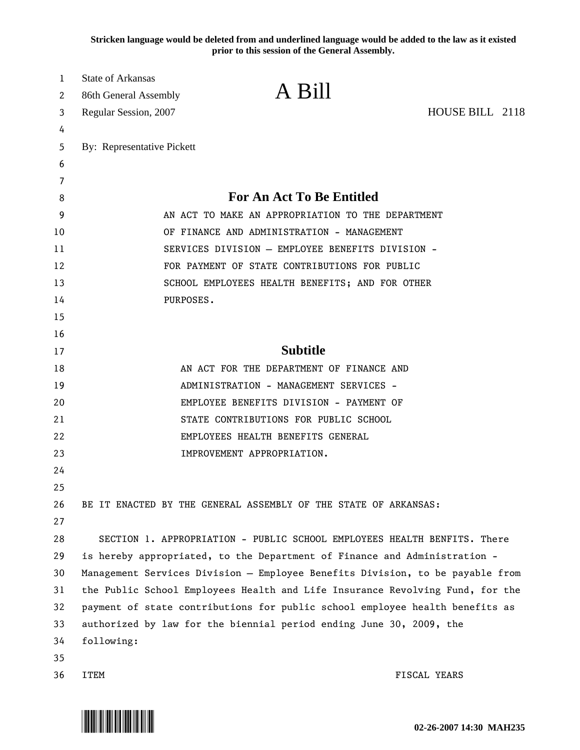Stricken language would be deleted from and underlined language would be added to the law as it existed prior to this session of the General Assembly.

State of Arkansas
86th General Assembly
Regular Session, 2007

# A Bill

HOUSE BILL 2118

By: Representative Pickett

## For An Act To Be Entitled

AN ACT TO MAKE AN APPROPRIATION TO THE DEPARTMENT OF FINANCE AND ADMINISTRATION - MANAGEMENT SERVICES DIVISION – EMPLOYEE BENEFITS DIVISION - FOR PAYMENT OF STATE CONTRIBUTIONS FOR PUBLIC SCHOOL EMPLOYEES HEALTH BENEFITS; AND FOR OTHER PURPOSES.

## Subtitle

AN ACT FOR THE DEPARTMENT OF FINANCE AND ADMINISTRATION - MANAGEMENT SERVICES - EMPLOYEE BENEFITS DIVISION - PAYMENT OF STATE CONTRIBUTIONS FOR PUBLIC SCHOOL EMPLOYEES HEALTH BENEFITS GENERAL IMPROVEMENT APPROPRIATION.

BE IT ENACTED BY THE GENERAL ASSEMBLY OF THE STATE OF ARKANSAS:

SECTION 1. APPROPRIATION - PUBLIC SCHOOL EMPLOYEES HEALTH BENFITS. There is hereby appropriated, to the Department of Finance and Administration - Management Services Division – Employee Benefits Division, to be payable from the Public School Employees Health and Life Insurance Revolving Fund, for the payment of state contributions for public school employee health benefits as authorized by law for the biennial period ending June 30, 2009, the following:

ITEM FISCAL YEARS

02-26-2007 14:30 MAH235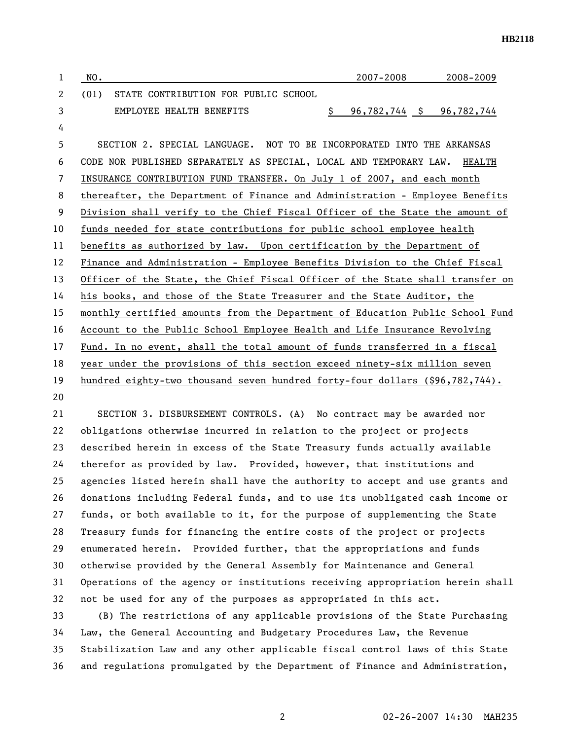| NO. | | 2007-2008 | 2008-2009 |
|---|---|---|---|
| (01) | STATE CONTRIBUTION FOR PUBLIC SCHOOL EMPLOYEE HEALTH BENEFITS | $ 96,782,744 | $ 96,782,744 |

SECTION 2. SPECIAL LANGUAGE. NOT TO BE INCORPORATED INTO THE ARKANSAS CODE NOR PUBLISHED SEPARATELY AS SPECIAL, LOCAL AND TEMPORARY LAW. HEALTH INSURANCE CONTRIBUTION FUND TRANSFER. On July 1 of 2007, and each month thereafter, the Department of Finance and Administration - Employee Benefits Division shall verify to the Chief Fiscal Officer of the State the amount of funds needed for state contributions for public school employee health benefits as authorized by law. Upon certification by the Department of Finance and Administration - Employee Benefits Division to the Chief Fiscal Officer of the State, the Chief Fiscal Officer of the State shall transfer on his books, and those of the State Treasurer and the State Auditor, the monthly certified amounts from the Department of Education Public School Fund Account to the Public School Employee Health and Life Insurance Revolving Fund. In no event, shall the total amount of funds transferred in a fiscal year under the provisions of this section exceed ninety-six million seven hundred eighty-two thousand seven hundred forty-four dollars ($96,782,744).

SECTION 3. DISBURSEMENT CONTROLS. (A) No contract may be awarded nor obligations otherwise incurred in relation to the project or projects described herein in excess of the State Treasury funds actually available therefor as provided by law. Provided, however, that institutions and agencies listed herein shall have the authority to accept and use grants and donations including Federal funds, and to use its unobligated cash income or funds, or both available to it, for the purpose of supplementing the State Treasury funds for financing the entire costs of the project or projects enumerated herein. Provided further, that the appropriations and funds otherwise provided by the General Assembly for Maintenance and General Operations of the agency or institutions receiving appropriation herein shall not be used for any of the purposes as appropriated in this act.

(B) The restrictions of any applicable provisions of the State Purchasing Law, the General Accounting and Budgetary Procedures Law, the Revenue Stabilization Law and any other applicable fiscal control laws of this State and regulations promulgated by the Department of Finance and Administration,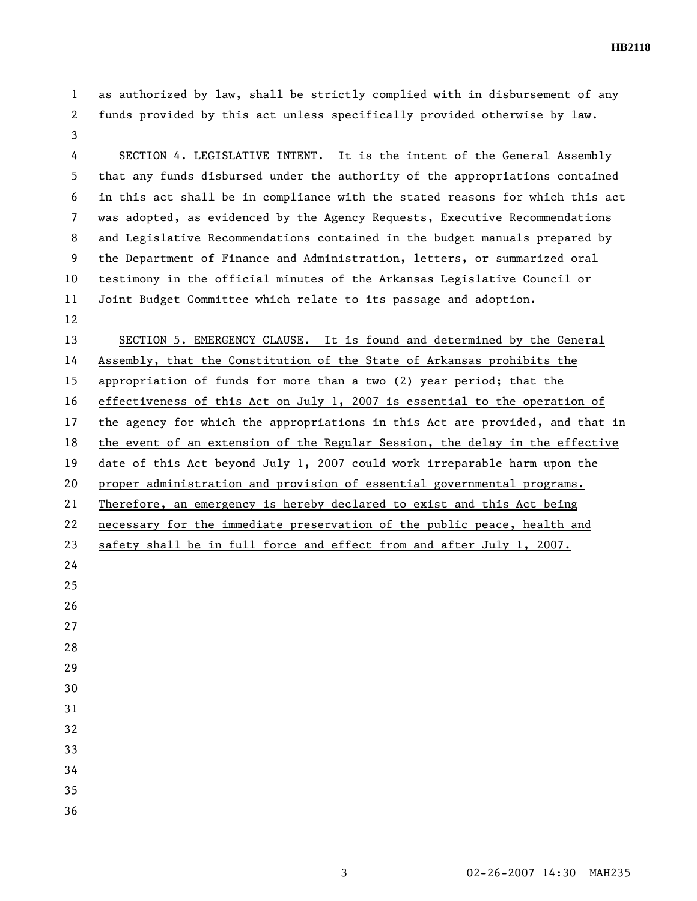as authorized by law, shall be strictly complied with in disbursement of any funds provided by this act unless specifically provided otherwise by law.

SECTION 4. LEGISLATIVE INTENT. It is the intent of the General Assembly that any funds disbursed under the authority of the appropriations contained in this act shall be in compliance with the stated reasons for which this act was adopted, as evidenced by the Agency Requests, Executive Recommendations and Legislative Recommendations contained in the budget manuals prepared by the Department of Finance and Administration, letters, or summarized oral testimony in the official minutes of the Arkansas Legislative Council or Joint Budget Committee which relate to its passage and adoption.

SECTION 5. EMERGENCY CLAUSE. It is found and determined by the General Assembly, that the Constitution of the State of Arkansas prohibits the appropriation of funds for more than a two (2) year period; that the effectiveness of this Act on July 1, 2007 is essential to the operation of the agency for which the appropriations in this Act are provided, and that in the event of an extension of the Regular Session, the delay in the effective date of this Act beyond July 1, 2007 could work irreparable harm upon the proper administration and provision of essential governmental programs. Therefore, an emergency is hereby declared to exist and this Act being necessary for the immediate preservation of the public peace, health and safety shall be in full force and effect from and after July 1, 2007.